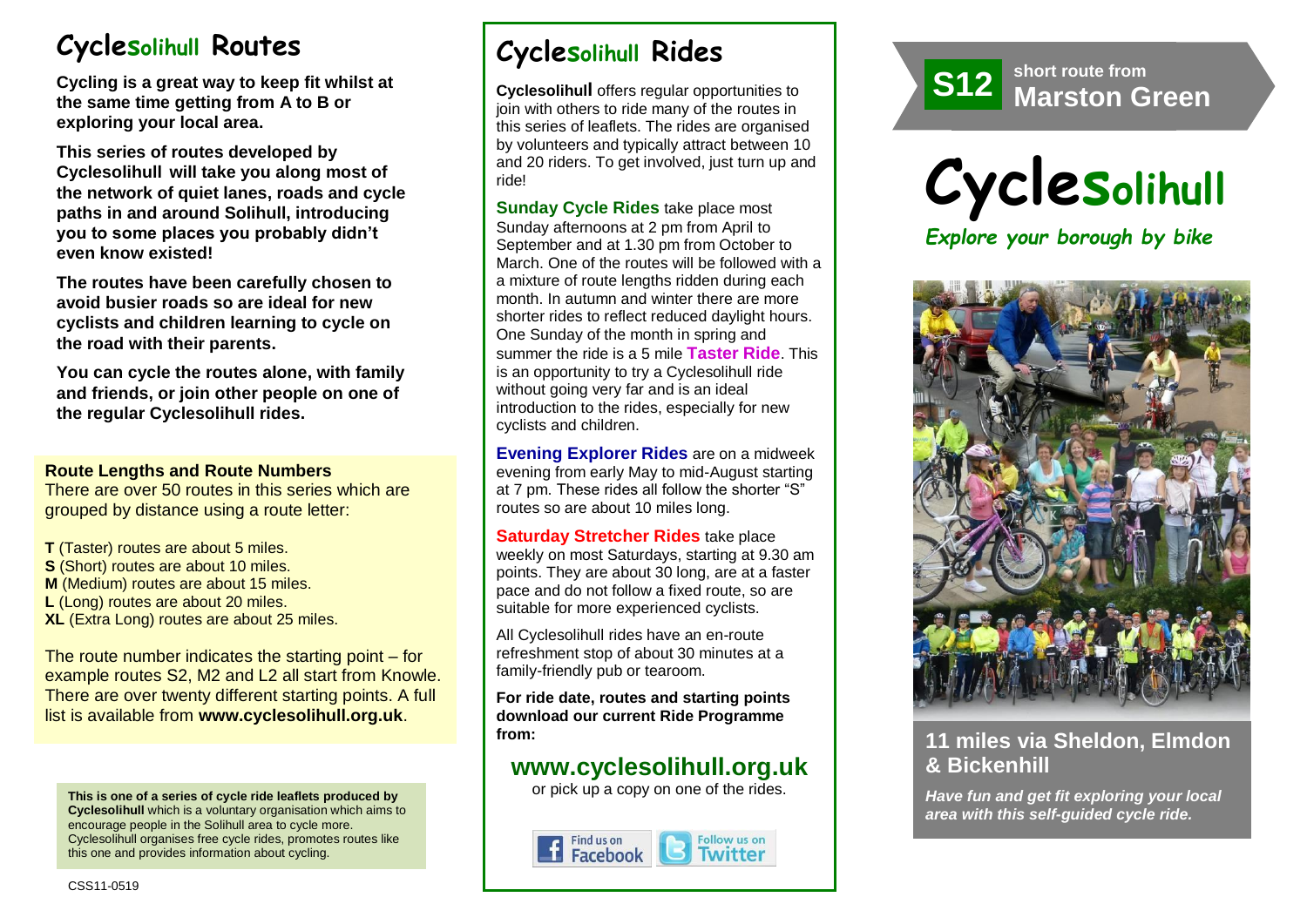## Cyclesolihull Routes

**Cycling is a great way to keep fit whilst at the same time getting from A to B or exploring your local area.**

**This series of routes developed by Cyclesolihull will take you along most of the network of quiet lanes, roads and cycle paths in and around Solihull, introducing you to some places you probably didn't even know existed!**

**The routes have been carefully chosen to avoid busier roads so are ideal for new cyclists and children learning to cycle on the road with their parents.**

**You can cycle the routes alone, with family and friends, or join other people on one of the regular Cyclesolihull rides.**

### Route Lengths and Route Numbers

There are over 50 routes in this series which are grouped by distance using a route letter:

**T** (Taster) routes are about 5 miles.
**S** (Short) routes are about 10 miles.
**M** (Medium) routes are about 15 miles.
**L** (Long) routes are about 20 miles.
**XL** (Extra Long) routes are about 25 miles.

The route number indicates the starting point – for example routes S2, M2 and L2 all start from Knowle. There are over twenty different starting points. A full list is available from **www.cyclesolihull.org.uk**.

**This is one of a series of cycle ride leaflets produced by Cyclesolihull** which is a voluntary organisation which aims to encourage people in the Solihull area to cycle more. Cyclesolihull organises free cycle rides, promotes routes like this one and provides information about cycling.

CSS11-0519

## Cyclesolihull Rides

**Cyclesolihull** offers regular opportunities to join with others to ride many of the routes in this series of leaflets. The rides are organised by volunteers and typically attract between 10 and 20 riders. To get involved, just turn up and ride!

**Sunday Cycle Rides** take place most Sunday afternoons at 2 pm from April to September and at 1.30 pm from October to March. One of the routes will be followed with a a mixture of route lengths ridden during each month. In autumn and winter there are more shorter rides to reflect reduced daylight hours. One Sunday of the month in spring and summer the ride is a 5 mile **Taster Ride**. This is an opportunity to try a Cyclesolihull ride without going very far and is an ideal introduction to the rides, especially for new cyclists and children.

**Evening Explorer Rides** are on a midweek evening from early May to mid-August starting at 7 pm. These rides all follow the shorter "S" routes so are about 10 miles long.

**Saturday Stretcher Rides** take place weekly on most Saturdays, starting at 9.30 am points. They are about 30 long, are at a faster pace and do not follow a fixed route, so are suitable for more experienced cyclists.

All Cyclesolihull rides have an en-route refreshment stop of about 30 minutes at a family-friendly pub or tearoom.

**For ride date, routes and starting points download our current Ride Programme from:**

### www.cyclesolihull.org.uk

or pick up a copy on one of the rides.

Find us on Facebook | Follow us on Twitter

**S12** short route from
# Marston Green

# Cyclesolihull

*Explore your borough by bike*

## 11 miles via Sheldon, Elmdon & Bickenhill

***Have fun and get fit exploring your local area with this self-guided cycle ride.***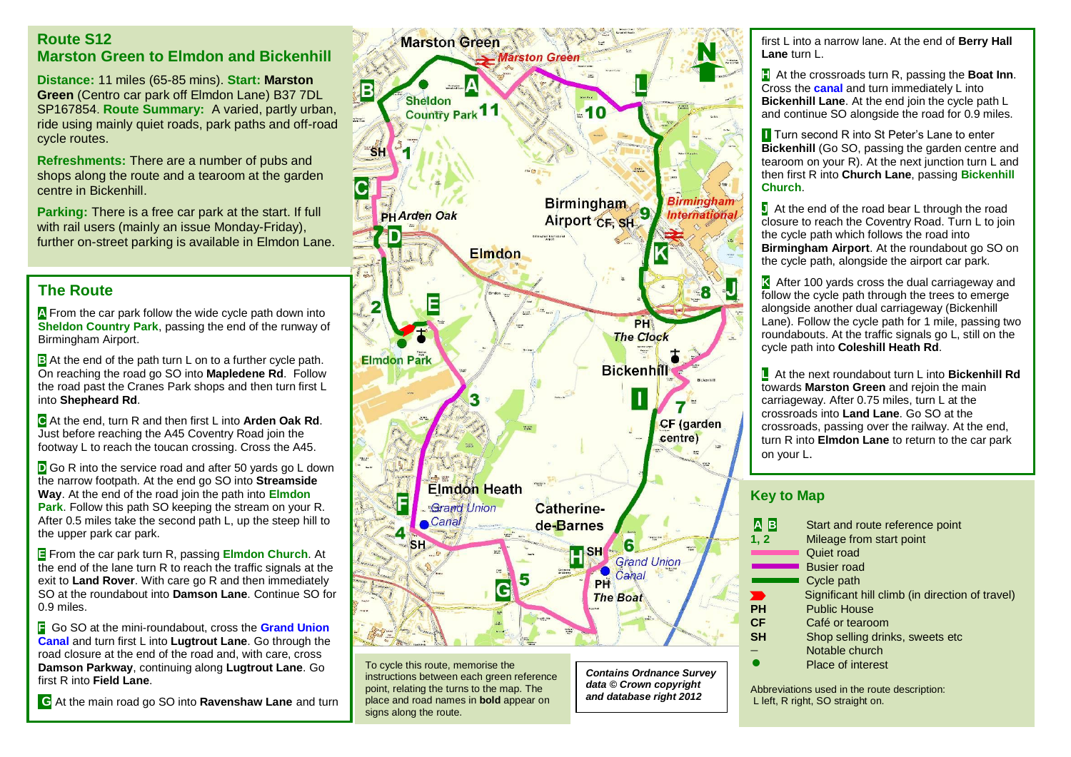## Route S12
## Marston Green to Elmdon and Bickenhill

**Distance:** 11 miles (65-85 mins). **Start: Marston Green** (Centro car park off Elmdon Lane) B37 7DL SP167854. **Route Summary:** A varied, partly urban, ride using mainly quiet roads, park paths and off-road cycle routes.

**Refreshments:** There are a number of pubs and shops along the route and a tearoom at the garden centre in Bickenhill.

**Parking:** There is a free car park at the start. If full with rail users (mainly an issue Monday-Friday), further on-street parking is available in Elmdon Lane.

## The Route

**A** From the car park follow the wide cycle path down into **Sheldon Country Park**, passing the end of the runway of Birmingham Airport.

**B** At the end of the path turn L on to a further cycle path. On reaching the road go SO into **Mapledene Rd**. Follow the road past the Cranes Park shops and then turn first L into **Shepheard Rd**.

**C** At the end, turn R and then first L into **Arden Oak Rd**. Just before reaching the A45 Coventry Road join the footway L to reach the toucan crossing. Cross the A45.

**D** Go R into the service road and after 50 yards go L down the narrow footpath. At the end go SO into **Streamside Way**. At the end of the road join the path into **Elmdon Park**. Follow this path SO keeping the stream on your R. After 0.5 miles take the second path L, up the steep hill to the upper park car park.

**E** From the car park turn R, passing **Elmdon Church**. At the end of the lane turn R to reach the traffic signals at the exit to **Land Rover**. With care go R and then immediately SO at the roundabout into **Damson Lane**. Continue SO for 0.9 miles.

**F** Go SO at the mini-roundabout, cross the **Grand Union Canal** and turn first L into **Lugtrout Lane**. Go through the road closure at the end of the road and, with care, cross **Damson Parkway**, continuing along **Lugtrout Lane**. Go first R into **Field Lane**.

**G** At the main road go SO into **Ravenshaw Lane** and turn first L into a narrow lane. At the end of **Berry Hall Lane** turn L.

**H** At the crossroads turn R, passing the **Boat Inn**. Cross the **canal** and turn immediately L into **Bickenhill Lane**. At the end join the cycle path L and continue SO alongside the road for 0.9 miles.

**I** Turn second R into St Peter's Lane to enter **Bickenhill** (Go SO, passing the garden centre and tearoom on your R). At the next junction turn L and then first R into **Church Lane**, passing **Bickenhill Church**.

**J** At the end of the road bear L through the road closure to reach the Coventry Road. Turn L to join the cycle path which follows the road into **Birmingham Airport**. At the roundabout go SO on the cycle path, alongside the airport car park.

**K** After 100 yards cross the dual carriageway and follow the cycle path through the trees to emerge alongside another dual carriageway (Bickenhill Lane). Follow the cycle path for 1 mile, passing two roundabouts. At the traffic signals go L, still on the cycle path into **Coleshill Heath Rd**.

**L** At the next roundabout turn L into **Bickenhill Rd** towards **Marston Green** and rejoin the main carriageway. After 0.75 miles, turn L at the crossroads into **Land Lane**. Go SO at the crossroads, passing over the railway. At the end, turn R into **Elmdon Lane** to return to the car park on your L.

Marston Green
Marston Green
Sheldon Country Park
SH
PH Arden Oak
Elmdon
Birmingham Airport CF, SH
Birmingham International
Elmdon Park
PH The Clock
Bickenhill
CF (garden centre)
Elmdon Heath
Grand Union Canal
Catherine-de-Barnes
SH
SH
Grand Union Canal
PH The Boat
A B C D E F G H I J K L
1 2 3 4 5 6 7 8 9 10 11
N

To cycle this route, memorise the instructions between each green reference point, relating the turns to the map. The place and road names in **bold** appear on signs along the route.

***Contains Ordnance Survey data © Crown copyright and database right 2012***

## Key to Map

| | |
|---|---|
| A B | Start and route reference point |
| 1, 2 | Mileage from start point |
| | Quiet road |
| | Busier road |
| | Cycle path |
| | Significant hill climb (in direction of travel) |
| PH | Public House |
| CF | Café or tearoom |
| SH | Shop selling drinks, sweets etc |
| | Notable church |
| | Place of interest |

Abbreviations used in the route description: L left, R right, SO straight on.